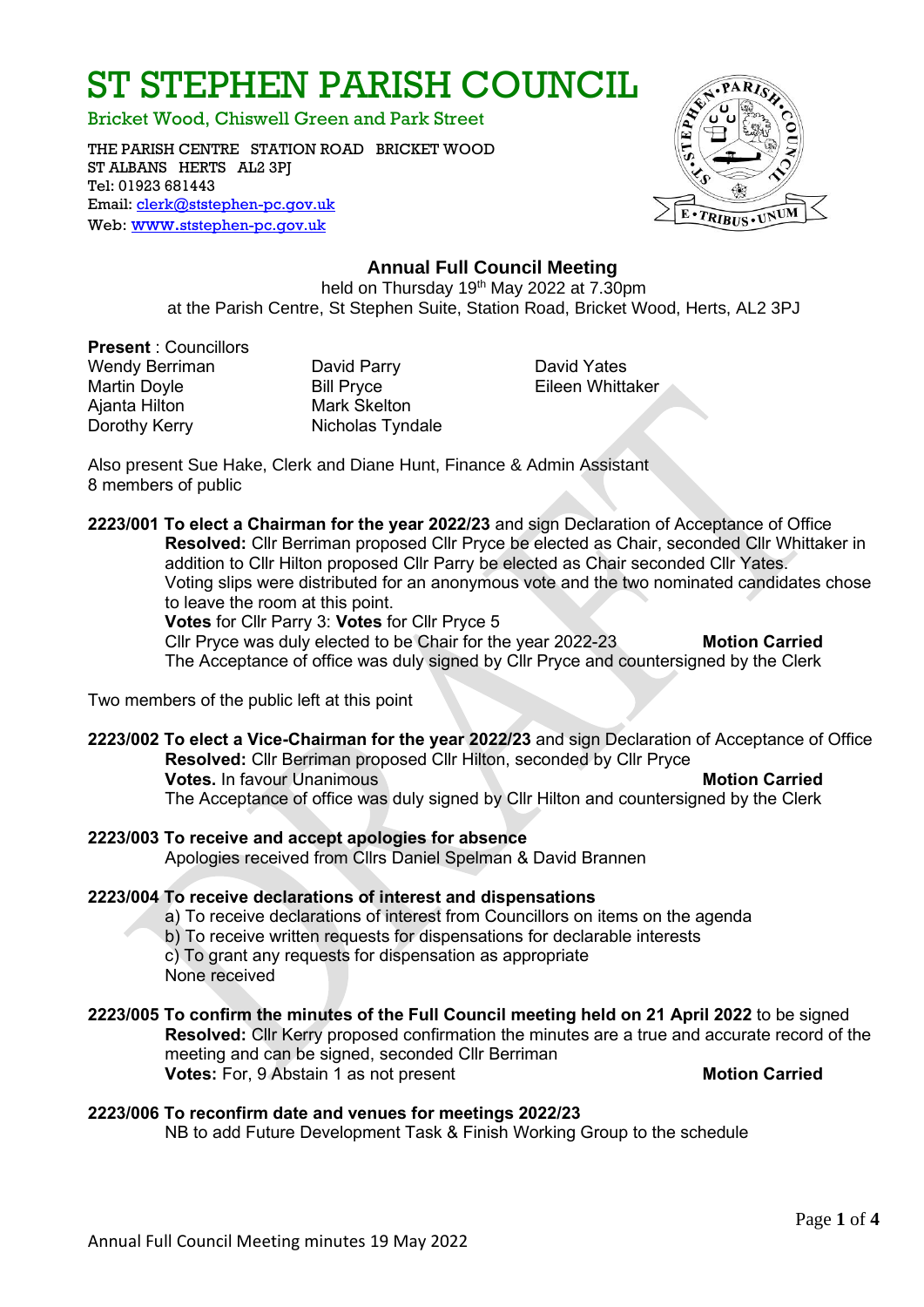# ST STEPHEN PARISH COUNCIL

Bricket Wood, Chiswell Green and Park Street

THE PARISH CENTRE STATION ROAD BRICKET WOOD
ST ALBANS HERTS AL2 3PJ
Tel: 01923 681443
Email: clerk@ststephen-pc.gov.uk
Web: www.ststephen-pc.gov.uk

## Annual Full Council Meeting

held on Thursday 19th May 2022 at 7.30pm
at the Parish Centre, St Stephen Suite, Station Road, Bricket Wood, Herts, AL2 3PJ

**Present** : Councillors

Wendy Berriman
Martin Doyle
Ajanta Hilton
Dorothy Kerry
David Parry
Bill Pryce
Mark Skelton
Nicholas Tyndale
David Yates
Eileen Whittaker

Also present Sue Hake, Clerk and Diane Hunt, Finance & Admin Assistant
8 members of public

**2223/001 To elect a Chairman for the year 2022/23** and sign Declaration of Acceptance of Office
**Resolved:** Cllr Berriman proposed Cllr Pryce be elected as Chair, seconded Cllr Whittaker in addition to Cllr Hilton proposed Cllr Parry be elected as Chair seconded Cllr Yates.
Voting slips were distributed for an anonymous vote and the two nominated candidates chose to leave the room at this point.
**Votes** for Cllr Parry 3: **Votes** for Cllr Pryce 5
Cllr Pryce was duly elected to be Chair for the year 2022-23 **Motion Carried**
The Acceptance of office was duly signed by Cllr Pryce and countersigned by the Clerk

Two members of the public left at this point

**2223/002 To elect a Vice-Chairman for the year 2022/23** and sign Declaration of Acceptance of Office
**Resolved:** Cllr Berriman proposed Cllr Hilton, seconded by Cllr Pryce
**Votes.** In favour Unanimous **Motion Carried**
The Acceptance of office was duly signed by Cllr Hilton and countersigned by the Clerk

**2223/003 To receive and accept apologies for absence**
Apologies received from Cllrs Daniel Spelman & David Brannen

**2223/004 To receive declarations of interest and dispensations**
a) To receive declarations of interest from Councillors on items on the agenda
b) To receive written requests for dispensations for declarable interests
c) To grant any requests for dispensation as appropriate
None received

**2223/005 To confirm the minutes of the Full Council meeting held on 21 April 2022** to be signed
**Resolved:** Cllr Kerry proposed confirmation the minutes are a true and accurate record of the meeting and can be signed, seconded Cllr Berriman
**Votes:** For, 9 Abstain 1 as not present **Motion Carried**

**2223/006 To reconfirm date and venues for meetings 2022/23**
NB to add Future Development Task & Finish Working Group to the schedule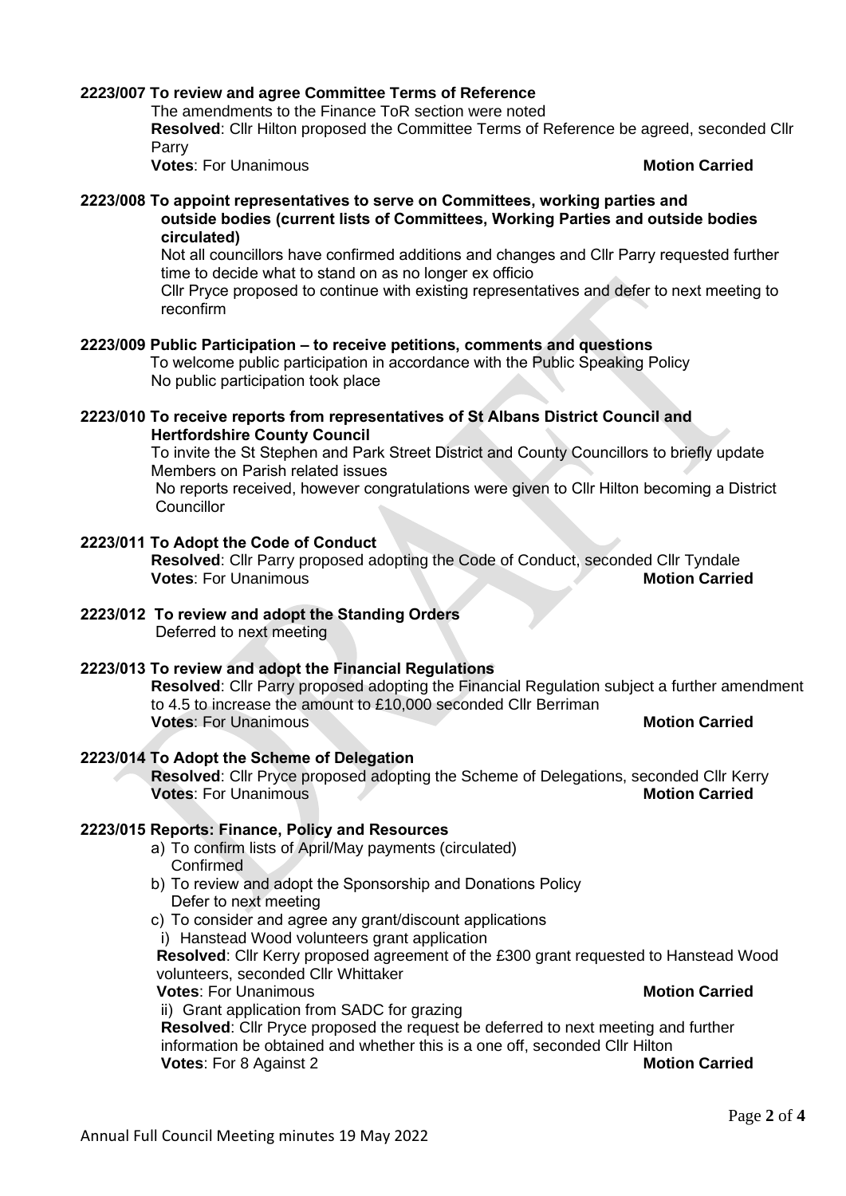**2223/007 To review and agree Committee Terms of Reference**

The amendments to the Finance ToR section were noted

**Resolved**: Cllr Hilton proposed the Committee Terms of Reference be agreed, seconded Cllr Parry

**Votes**: For Unanimous **Motion Carried**

**2223/008 To appoint representatives to serve on Committees, working parties and outside bodies (current lists of Committees, Working Parties and outside bodies circulated)**

Not all councillors have confirmed additions and changes and Cllr Parry requested further time to decide what to stand on as no longer ex officio

Cllr Pryce proposed to continue with existing representatives and defer to next meeting to reconfirm

**2223/009 Public Participation – to receive petitions, comments and questions**

To welcome public participation in accordance with the Public Speaking Policy

No public participation took place

**2223/010 To receive reports from representatives of St Albans District Council and Hertfordshire County Council**

To invite the St Stephen and Park Street District and County Councillors to briefly update Members on Parish related issues

No reports received, however congratulations were given to Cllr Hilton becoming a District Councillor

**2223/011 To Adopt the Code of Conduct**

**Resolved**: Cllr Parry proposed adopting the Code of Conduct, seconded Cllr Tyndale

**Votes**: For Unanimous **Motion Carried**

**2223/012 To review and adopt the Standing Orders**

Deferred to next meeting

**2223/013 To review and adopt the Financial Regulations**

**Resolved**: Cllr Parry proposed adopting the Financial Regulation subject a further amendment to 4.5 to increase the amount to £10,000 seconded Cllr Berriman

**Votes**: For Unanimous **Motion Carried**

**2223/014 To Adopt the Scheme of Delegation**

**Resolved**: Cllr Pryce proposed adopting the Scheme of Delegations, seconded Cllr Kerry

**Votes**: For Unanimous **Motion Carried**

**2223/015 Reports: Finance, Policy and Resources**

a) To confirm lists of April/May payments (circulated)
   Confirmed
b) To review and adopt the Sponsorship and Donations Policy
   Defer to next meeting
c) To consider and agree any grant/discount applications

i) Hanstead Wood volunteers grant application

**Resolved**: Cllr Kerry proposed agreement of the £300 grant requested to Hanstead Wood volunteers, seconded Cllr Whittaker

**Votes**: For Unanimous **Motion Carried**

ii) Grant application from SADC for grazing

**Resolved**: Cllr Pryce proposed the request be deferred to next meeting and further information be obtained and whether this is a one off, seconded Cllr Hilton

**Votes**: For 8 Against 2 **Motion Carried**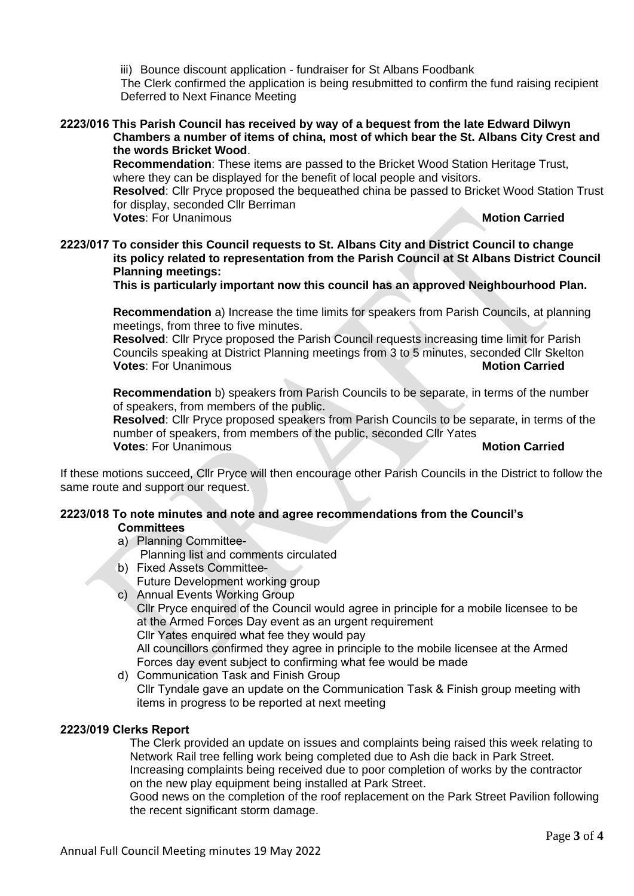iii) Bounce discount application - fundraiser for St Albans Foodbank
The Clerk confirmed the application is being resubmitted to confirm the fund raising recipient
Deferred to Next Finance Meeting

**2223/016 This Parish Council has received by way of a bequest from the late Edward Dilwyn Chambers a number of items of china, most of which bear the St. Albans City Crest and the words Bricket Wood**.

**Recommendation**: These items are passed to the Bricket Wood Station Heritage Trust, where they can be displayed for the benefit of local people and visitors.
**Resolved**: Cllr Pryce proposed the bequeathed china be passed to Bricket Wood Station Trust for display, seconded Cllr Berriman
**Votes**: For Unanimous **Motion Carried**

**2223/017 To consider this Council requests to St. Albans City and District Council to change its policy related to representation from the Parish Council at St Albans District Council Planning meetings:**
**This is particularly important now this council has an approved Neighbourhood Plan.**

**Recommendation** a) Increase the time limits for speakers from Parish Councils, at planning meetings, from three to five minutes.
**Resolved**: Cllr Pryce proposed the Parish Council requests increasing time limit for Parish Councils speaking at District Planning meetings from 3 to 5 minutes, seconded Cllr Skelton
**Votes**: For Unanimous **Motion Carried**

**Recommendation** b) speakers from Parish Councils to be separate, in terms of the number of speakers, from members of the public.
**Resolved**: Cllr Pryce proposed speakers from Parish Councils to be separate, in terms of the number of speakers, from members of the public, seconded Cllr Yates
**Votes**: For Unanimous **Motion Carried**

If these motions succeed, Cllr Pryce will then encourage other Parish Councils in the District to follow the same route and support our request.

**2223/018 To note minutes and note and agree recommendations from the Council's Committees**

a) Planning Committee-
   Planning list and comments circulated
b) Fixed Assets Committee-
   Future Development working group
c) Annual Events Working Group
   Cllr Pryce enquired of the Council would agree in principle for a mobile licensee to be at the Armed Forces Day event as an urgent requirement
   Cllr Yates enquired what fee they would pay
   All councillors confirmed they agree in principle to the mobile licensee at the Armed Forces day event subject to confirming what fee would be made
d) Communication Task and Finish Group
   Cllr Tyndale gave an update on the Communication Task & Finish group meeting with items in progress to be reported at next meeting

**2223/019 Clerks Report**

The Clerk provided an update on issues and complaints being raised this week relating to Network Rail tree felling work being completed due to Ash die back in Park Street.
Increasing complaints being received due to poor completion of works by the contractor on the new play equipment being installed at Park Street.
Good news on the completion of the roof replacement on the Park Street Pavilion following the recent significant storm damage.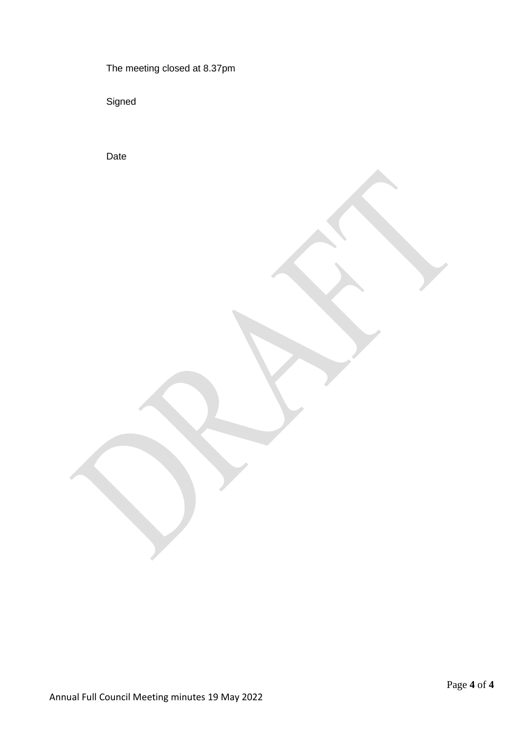The meeting closed at 8.37pm

Signed

Date